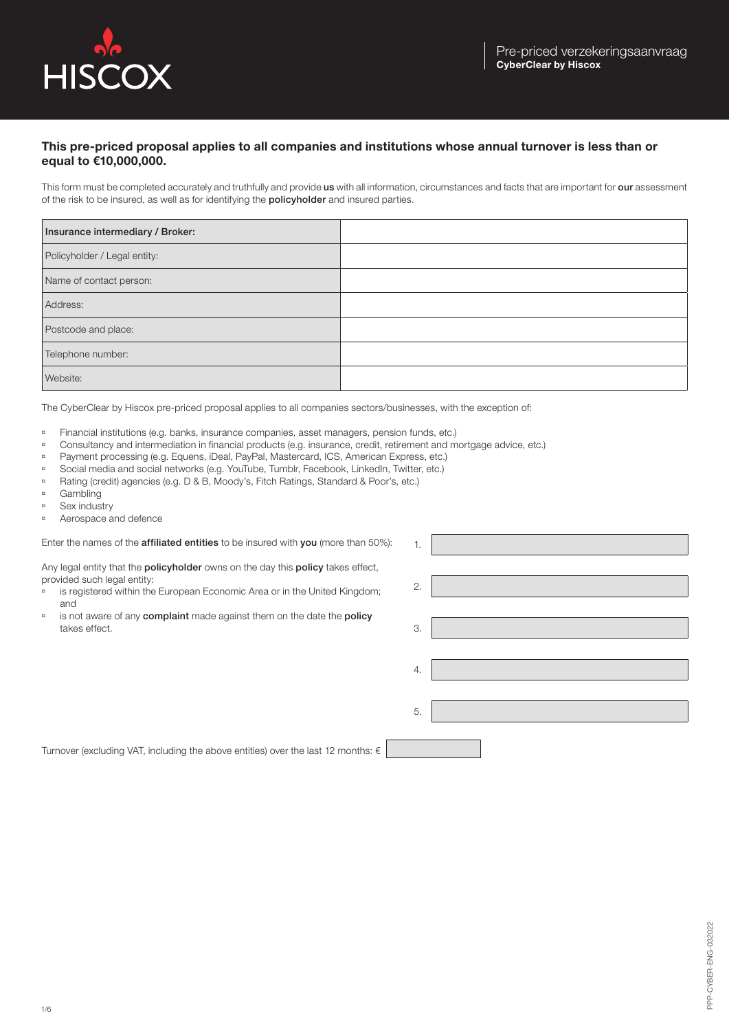HISCOX

Pre-priced verzekeringsaanvraag
**CyberClear by Hiscox**

## This pre-priced proposal applies to all companies and institutions whose annual turnover is less than or equal to €10,000,000.

This form must be completed accurately and truthfully and provide **us** with all information, circumstances and facts that are important for **our** assessment of the risk to be insured, as well as for identifying the **policyholder** and insured parties.

| **Insurance intermediary / Broker:** | |
|---|---|
| Policyholder / Legal entity: | |
| Name of contact person: | |
| Address: | |
| Postcode and place: | |
| Telephone number: | |
| Website: | |

The CyberClear by Hiscox pre-priced proposal applies to all companies sectors/businesses, with the exception of:

- Financial institutions (e.g. banks, insurance companies, asset managers, pension funds, etc.)
- Consultancy and intermediation in financial products (e.g. insurance, credit, retirement and mortgage advice, etc.)
- Payment processing (e.g. Equens, iDeal, PayPal, Mastercard, ICS, American Express, etc.)
- Social media and social networks (e.g. YouTube, Tumblr, Facebook, LinkedIn, Twitter, etc.)
- Rating (credit) agencies (e.g. D & B, Moody's, Fitch Ratings, Standard & Poor's, etc.)
- Gambling
- Sex industry
- Aerospace and defence

Enter the names of the **affiliated entities** to be insured with **you** (more than 50%):

Any legal entity that the **policyholder** owns on the day this **policy** takes effect, provided such legal entity:

- is registered within the European Economic Area or in the United Kingdom; and
- is not aware of any **complaint** made against them on the date the **policy** takes effect.

1.

2.

3.

4.

5.

Turnover (excluding VAT, including the above entities) over the last 12 months: €

PPP-CYBER-ENG-032022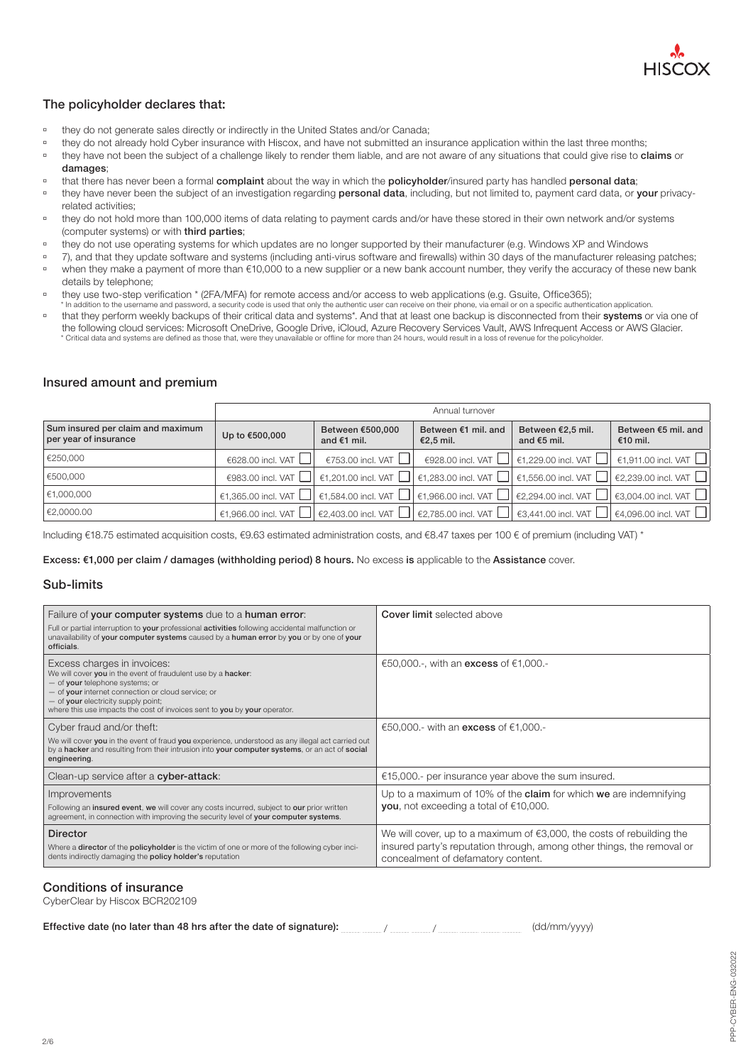## The policyholder declares that:

- they do not generate sales directly or indirectly in the United States and/or Canada;
- they do not already hold Cyber insurance with Hiscox, and have not submitted an insurance application within the last three months;
- they have not been the subject of a challenge likely to render them liable, and are not aware of any situations that could give rise to **claims** or **damages**;
- that there has never been a formal **complaint** about the way in which the **policyholder**/insured party has handled **personal data**;
- they have never been the subject of an investigation regarding **personal data**, including, but not limited to, payment card data, or **your** privacy-related activities;
- they do not hold more than 100,000 items of data relating to payment cards and/or have these stored in their own network and/or systems (computer systems) or with **third parties**;
- they do not use operating systems for which updates are no longer supported by their manufacturer (e.g. Windows XP and Windows
- 7), and that they update software and systems (including anti-virus software and firewalls) within 30 days of the manufacturer releasing patches;
- when they make a payment of more than €10,000 to a new supplier or a new bank account number, they verify the accuracy of these new bank details by telephone;
- they use two-step verification * (2FA/MFA) for remote access and/or access to web applications (e.g. Gsuite, Office365);
  * In addition to the username and password, a security code is used that only the authentic user can receive on their phone, via email or on a specific authentication application.
- that they perform weekly backups of their critical data and systems*. And that at least one backup is disconnected from their **systems** or via one of the following cloud services: Microsoft OneDrive, Google Drive, iCloud, Azure Recovery Services Vault, AWS Infrequent Access or AWS Glacier.
  * Critical data and systems are defined as those that, were they unavailable or offline for more than 24 hours, would result in a loss of revenue for the policyholder.

## Insured amount and premium

| | Annual turnover | | | | |
|---|---|---|---|---|---|
| **Sum insured per claim and maximum per year of insurance** | **Up to €500,000** | **Between €500,000 and €1 mil.** | **Between €1 mil. and €2,5 mil.** | **Between €2,5 mil. and €5 mil.** | **Between €5 mil. and €10 mil.** |
| €250,000 | €628.00 incl. VAT ☐ | €753.00 incl. VAT ☐ | €928.00 incl. VAT ☐ | €1,229.00 incl. VAT ☐ | €1,911.00 incl. VAT ☐ |
| €500,000 | €983.00 incl. VAT ☐ | €1,201.00 incl. VAT ☐ | €1,283.00 incl. VAT ☐ | €1,556.00 incl. VAT ☐ | €2,239.00 incl. VAT ☐ |
| €1,000,000 | €1,365.00 incl. VAT ☐ | €1,584.00 incl. VAT ☐ | €1,966.00 incl. VAT ☐ | €2,294.00 incl. VAT ☐ | €3,004.00 incl. VAT ☐ |
| €2,0000.00 | €1,966.00 incl. VAT ☐ | €2,403.00 incl. VAT ☐ | €2,785.00 incl. VAT ☐ | €3,441.00 incl. VAT ☐ | €4,096.00 incl. VAT ☐ |

Including €18.75 estimated acquisition costs, €9.63 estimated administration costs, and €8.47 taxes per 100 € of premium (including VAT) *

**Excess: €1,000 per claim / damages (withholding period) 8 hours.** No excess **is** applicable to the **Assistance** cover.

## Sub-limits

| | |
|---|---|
| Failure of **your computer systems** due to a **human error**: Full or partial interruption to **your** professional **activities** following accidental malfunction or unavailability of **your computer systems** caused by a **human error** by **you** or by one of **your officials**. | **Cover limit** selected above |
| Excess charges in invoices: We will cover **you** in the event of fraudulent use by a **hacker**: — of **your** telephone systems; or — of **your** internet connection or cloud service; or — of **your** electricity supply point; where this use impacts the cost of invoices sent to **you** by **your** operator. | €50,000.-, with an **excess** of €1,000.- |
| Cyber fraud and/or theft: We will cover **you** in the event of fraud **you** experience, understood as any illegal act carried out by a **hacker** and resulting from their intrusion into **your computer systems**, or an act of **social engineering**. | €50,000.- with an **excess** of €1,000.- |
| Clean-up service after a **cyber-attack**: | €15,000.- per insurance year above the sum insured. |
| Improvements Following an **insured event**, **we** will cover any costs incurred, subject to **our** prior written agreement, in connection with improving the security level of **your computer systems**. | Up to a maximum of 10% of the **claim** for which **we** are indemnifying **you**, not exceeding a total of €10,000. |
| **Director** Where a **director** of the **policyholder** is the victim of one or more of the following cyber incidents indirectly damaging the **policy holder's** reputation | We will cover, up to a maximum of €3,000, the costs of rebuilding the insured party's reputation through, among other things, the removal or concealment of defamatory content. |

## Conditions of insurance

CyberClear by Hiscox BCR202109

**Effective date (no later than 48 hrs after the date of signature):** ______ / ______ / ____________ (dd/mm/yyyy)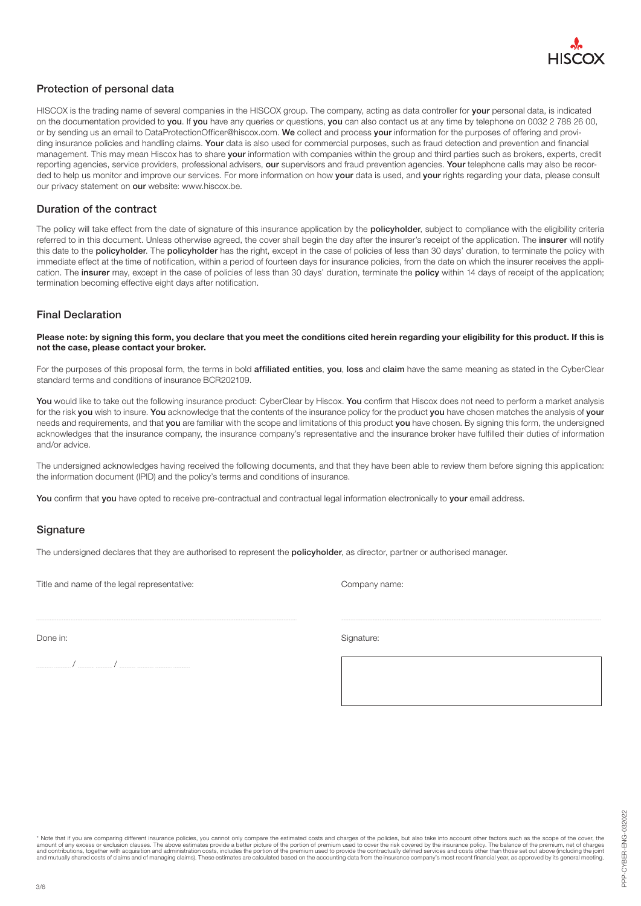## Protection of personal data

HISCOX is the trading name of several companies in the HISCOX group. The company, acting as data controller for **your** personal data, is indicated on the documentation provided to **you**. If **you** have any queries or questions, **you** can also contact us at any time by telephone on 0032 2 788 26 00, or by sending us an email to DataProtectionOfficer@hiscox.com. **We** collect and process **your** information for the purposes of offering and providing insurance policies and handling claims. **Your** data is also used for commercial purposes, such as fraud detection and prevention and financial management. This may mean Hiscox has to share **your** information with companies within the group and third parties such as brokers, experts, credit reporting agencies, service providers, professional advisers, **our** supervisors and fraud prevention agencies. **Your** telephone calls may also be recorded to help us monitor and improve our services. For more information on how **your** data is used, and **your** rights regarding your data, please consult our privacy statement on **our** website: www.hiscox.be.

## Duration of the contract

The policy will take effect from the date of signature of this insurance application by the **policyholder**, subject to compliance with the eligibility criteria referred to in this document. Unless otherwise agreed, the cover shall begin the day after the insurer's receipt of the application. The **insurer** will notify this date to the **policyholder**. The **policyholder** has the right, except in the case of policies of less than 30 days' duration, to terminate the policy with immediate effect at the time of notification, within a period of fourteen days for insurance policies, from the date on which the insurer receives the application. The **insurer** may, except in the case of policies of less than 30 days' duration, terminate the **policy** within 14 days of receipt of the application; termination becoming effective eight days after notification.

## Final Declaration

**Please note: by signing this form, you declare that you meet the conditions cited herein regarding your eligibility for this product. If this is not the case, please contact your broker.**

For the purposes of this proposal form, the terms in bold **affiliated entities**, **you**, **loss** and **claim** have the same meaning as stated in the CyberClear standard terms and conditions of insurance BCR202109.

**You** would like to take out the following insurance product: CyberClear by Hiscox. **You** confirm that Hiscox does not need to perform a market analysis for the risk **you** wish to insure. **You** acknowledge that the contents of the insurance policy for the product **you** have chosen matches the analysis of **your** needs and requirements, and that **you** are familiar with the scope and limitations of this product **you** have chosen. By signing this form, the undersigned acknowledges that the insurance company, the insurance company's representative and the insurance broker have fulfilled their duties of information and/or advice.

The undersigned acknowledges having received the following documents, and that they have been able to review them before signing this application: the information document (IPID) and the policy's terms and conditions of insurance.

**You** confirm that **you** have opted to receive pre-contractual and contractual legal information electronically to **your** email address.

## Signature

The undersigned declares that they are authorised to represent the **policyholder**, as director, partner or authorised manager.

Title and name of the legal representative: ................................................

Company name: ................................................

Done in: ........ / ........ / ................

Signature:

\* Note that if you are comparing different insurance policies, you cannot only compare the estimated costs and charges of the policies, but also take into account other factors such as the scope of the cover, the amount of any excess or exclusion clauses. The above estimates provide a better picture of the portion of premium used to cover the risk covered by the insurance policy. The balance of the premium, net of charges and contributions, together with acquisition and administration costs, includes the portion of the premium used to provide the contractually defined services and costs other than those set out above (including the joint and mutually shared costs of claims and of managing claims). These estimates are calculated based on the accounting data from the insurance company's most recent financial year, as approved by its general meeting.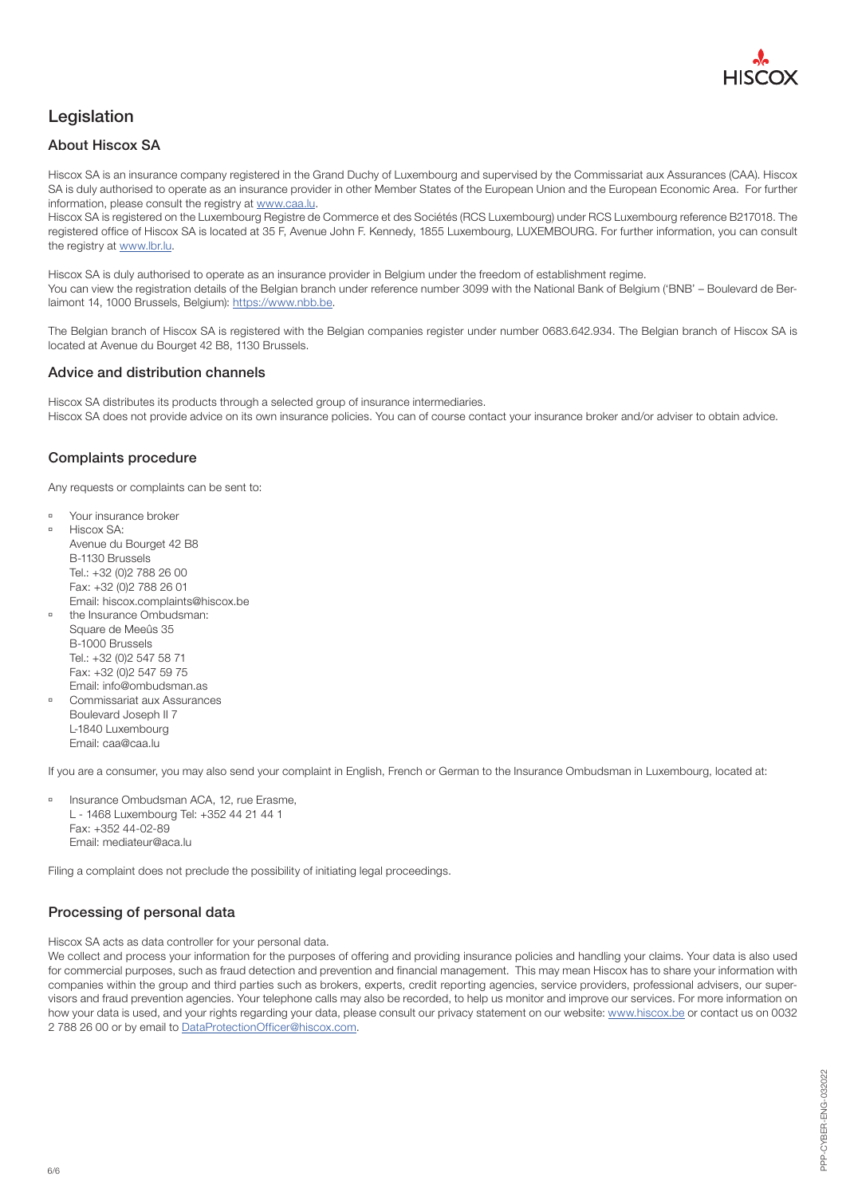# Legislation

## About Hiscox SA

Hiscox SA is an insurance company registered in the Grand Duchy of Luxembourg and supervised by the Commissariat aux Assurances (CAA). Hiscox SA is duly authorised to operate as an insurance provider in other Member States of the European Union and the European Economic Area. For further information, please consult the registry at www.caa.lu.
Hiscox SA is registered on the Luxembourg Registre de Commerce et des Sociétés (RCS Luxembourg) under RCS Luxembourg reference B217018. The registered office of Hiscox SA is located at 35 F, Avenue John F. Kennedy, 1855 Luxembourg, LUXEMBOURG. For further information, you can consult the registry at www.lbr.lu.

Hiscox SA is duly authorised to operate as an insurance provider in Belgium under the freedom of establishment regime.
You can view the registration details of the Belgian branch under reference number 3099 with the National Bank of Belgium ('BNB' – Boulevard de Berlaimont 14, 1000 Brussels, Belgium): https://www.nbb.be.

The Belgian branch of Hiscox SA is registered with the Belgian companies register under number 0683.642.934. The Belgian branch of Hiscox SA is located at Avenue du Bourget 42 B8, 1130 Brussels.

## Advice and distribution channels

Hiscox SA distributes its products through a selected group of insurance intermediaries.
Hiscox SA does not provide advice on its own insurance policies. You can of course contact your insurance broker and/or adviser to obtain advice.

## Complaints procedure

Any requests or complaints can be sent to:

- Your insurance broker
- Hiscox SA:
  Avenue du Bourget 42 B8
  B-1130 Brussels
  Tel.: +32 (0)2 788 26 00
  Fax: +32 (0)2 788 26 01
  Email: hiscox.complaints@hiscox.be
- the Insurance Ombudsman:
  Square de Meeûs 35
  B-1000 Brussels
  Tel.: +32 (0)2 547 58 71
  Fax: +32 (0)2 547 59 75
  Email: info@ombudsman.as
- Commissariat aux Assurances
  Boulevard Joseph II 7
  L-1840 Luxembourg
  Email: caa@caa.lu

If you are a consumer, you may also send your complaint in English, French or German to the Insurance Ombudsman in Luxembourg, located at:

- Insurance Ombudsman ACA, 12, rue Erasme,
  L - 1468 Luxembourg Tel: +352 44 21 44 1
  Fax: +352 44-02-89
  Email: mediateur@aca.lu

Filing a complaint does not preclude the possibility of initiating legal proceedings.

## Processing of personal data

Hiscox SA acts as data controller for your personal data.
We collect and process your information for the purposes of offering and providing insurance policies and handling your claims. Your data is also used for commercial purposes, such as fraud detection and prevention and financial management. This may mean Hiscox has to share your information with companies within the group and third parties such as brokers, experts, credit reporting agencies, service providers, professional advisers, our supervisors and fraud prevention agencies. Your telephone calls may also be recorded, to help us monitor and improve our services. For more information on how your data is used, and your rights regarding your data, please consult our privacy statement on our website: www.hiscox.be or contact us on 0032 2 788 26 00 or by email to DataProtectionOfficer@hiscox.com.

PPP-CYBER-ENG-032022